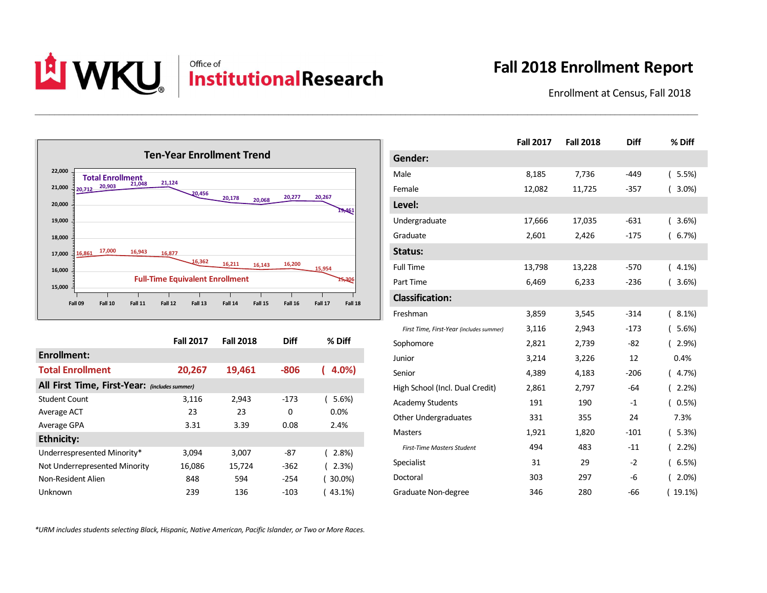WKU | Office of Institutional Research

# Fall 2018 Enrollment Report

Enrollment at Census, Fall 2018

## Ten-Year Enrollment Trend

| | Fall 09 | Fall 10 | Fall 11 | Fall 12 | Fall 13 | Fall 14 | Fall 15 | Fall 16 | Fall 17 | Fall 18 |
|---|---|---|---|---|---|---|---|---|---|---|
| Total Enrollment | 20,712 | 20,903 | 21,048 | 21,124 | 20,456 | 20,178 | 20,068 | 20,277 | 20,267 | 19,461 |
| Full-Time Equivalent Enrollment | 16,861 | 17,000 | 16,943 | 16,877 | 16,362 | 16,211 | 16,143 | 16,200 | 15,954 | 15,306 |

| | Fall 2017 | Fall 2018 | Diff | % Diff |
|---|---|---|---|---|
| **Enrollment:** | | | | |
| **Total Enrollment** | **20,267** | **19,461** | **-806** | **( 4.0%)** |
| **All First Time, First-Year:** *(includes summer)* | | | | |
| Student Count | 3,116 | 2,943 | -173 | ( 5.6%) |
| Average ACT | 23 | 23 | 0 | 0.0% |
| Average GPA | 3.31 | 3.39 | 0.08 | 2.4% |
| **Ethnicity:** | | | | |
| Underrepresented Minority* | 3,094 | 3,007 | -87 | ( 2.8%) |
| Not Underrepresented Minority | 16,086 | 15,724 | -362 | ( 2.3%) |
| Non-Resident Alien | 848 | 594 | -254 | ( 30.0%) |
| Unknown | 239 | 136 | -103 | ( 43.1%) |

| | Fall 2017 | Fall 2018 | Diff | % Diff |
|---|---|---|---|---|
| **Gender:** | | | | |
| Male | 8,185 | 7,736 | -449 | ( 5.5%) |
| Female | 12,082 | 11,725 | -357 | ( 3.0%) |
| **Level:** | | | | |
| Undergraduate | 17,666 | 17,035 | -631 | ( 3.6%) |
| Graduate | 2,601 | 2,426 | -175 | ( 6.7%) |
| **Status:** | | | | |
| Full Time | 13,798 | 13,228 | -570 | ( 4.1%) |
| Part Time | 6,469 | 6,233 | -236 | ( 3.6%) |
| **Classification:** | | | | |
| Freshman | 3,859 | 3,545 | -314 | ( 8.1%) |
| *First Time, First-Year (includes summer)* | 3,116 | 2,943 | -173 | ( 5.6%) |
| Sophomore | 2,821 | 2,739 | -82 | ( 2.9%) |
| Junior | 3,214 | 3,226 | 12 | 0.4% |
| Senior | 4,389 | 4,183 | -206 | ( 4.7%) |
| High School (Incl. Dual Credit) | 2,861 | 2,797 | -64 | ( 2.2%) |
| Academy Students | 191 | 190 | -1 | ( 0.5%) |
| Other Undergraduates | 331 | 355 | 24 | 7.3% |
| Masters | 1,921 | 1,820 | -101 | ( 5.3%) |
| *First-Time Masters Student* | 494 | 483 | -11 | ( 2.2%) |
| Specialist | 31 | 29 | -2 | ( 6.5%) |
| Doctoral | 303 | 297 | -6 | ( 2.0%) |
| Graduate Non-degree | 346 | 280 | -66 | ( 19.1%) |

*URM includes students selecting Black, Hispanic, Native American, Pacific Islander, or Two or More Races.*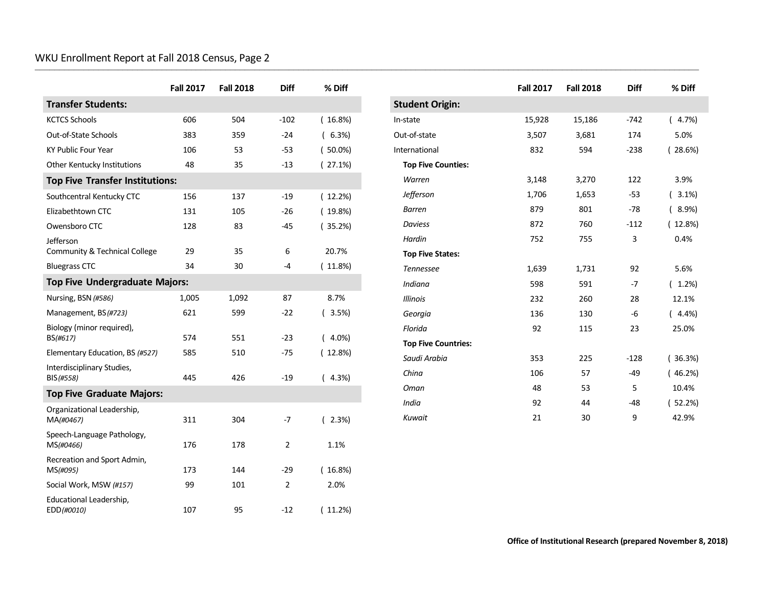# WKU Enrollment Report at Fall 2018 Census, Page 2

| | Fall 2017 | Fall 2018 | Diff | % Diff |
|---|---|---|---|---|
| **Transfer Students:** | | | | |
| KCTCS Schools | 606 | 504 | -102 | ( 16.8%) |
| Out-of-State Schools | 383 | 359 | -24 | ( 6.3%) |
| KY Public Four Year | 106 | 53 | -53 | ( 50.0%) |
| Other Kentucky Institutions | 48 | 35 | -13 | ( 27.1%) |
| **Top Five Transfer Institutions:** | | | | |
| Southcentral Kentucky CTC | 156 | 137 | -19 | ( 12.2%) |
| Elizabethtown CTC | 131 | 105 | -26 | ( 19.8%) |
| Owensboro CTC | 128 | 83 | -45 | ( 35.2%) |
| Jefferson Community & Technical College | 29 | 35 | 6 | 20.7% |
| Bluegrass CTC | 34 | 30 | -4 | ( 11.8%) |
| **Top Five Undergraduate Majors:** | | | | |
| Nursing, BSN *(#586)* | 1,005 | 1,092 | 87 | 8.7% |
| Management, BS *(#723)* | 621 | 599 | -22 | ( 3.5%) |
| Biology (minor required), BS *(#617)* | 574 | 551 | -23 | ( 4.0%) |
| Elementary Education, BS *(#527)* | 585 | 510 | -75 | ( 12.8%) |
| Interdisciplinary Studies, BIS *(#558)* | 445 | 426 | -19 | ( 4.3%) |
| **Top Five Graduate Majors:** | | | | |
| Organizational Leadership, MA *(#0467)* | 311 | 304 | -7 | ( 2.3%) |
| Speech-Language Pathology, MS *(#0466)* | 176 | 178 | 2 | 1.1% |
| Recreation and Sport Admin, MS *(#095)* | 173 | 144 | -29 | ( 16.8%) |
| Social Work, MSW *(#157)* | 99 | 101 | 2 | 2.0% |
| Educational Leadership, EDD *(#0010)* | 107 | 95 | -12 | ( 11.2%) |

| | Fall 2017 | Fall 2018 | Diff | % Diff |
|---|---|---|---|---|
| **Student Origin:** | | | | |
| In-state | 15,928 | 15,186 | -742 | ( 4.7%) |
| Out-of-state | 3,507 | 3,681 | 174 | 5.0% |
| International | 832 | 594 | -238 | ( 28.6%) |
| **Top Five Counties:** | | | | |
| *Warren* | 3,148 | 3,270 | 122 | 3.9% |
| *Jefferson* | 1,706 | 1,653 | -53 | ( 3.1%) |
| *Barren* | 879 | 801 | -78 | ( 8.9%) |
| *Daviess* | 872 | 760 | -112 | ( 12.8%) |
| *Hardin* | 752 | 755 | 3 | 0.4% |
| **Top Five States:** | | | | |
| *Tennessee* | 1,639 | 1,731 | 92 | 5.6% |
| *Indiana* | 598 | 591 | -7 | ( 1.2%) |
| *Illinois* | 232 | 260 | 28 | 12.1% |
| *Georgia* | 136 | 130 | -6 | ( 4.4%) |
| *Florida* | 92 | 115 | 23 | 25.0% |
| **Top Five Countries:** | | | | |
| *Saudi Arabia* | 353 | 225 | -128 | ( 36.3%) |
| *China* | 106 | 57 | -49 | ( 46.2%) |
| *Oman* | 48 | 53 | 5 | 10.4% |
| *India* | 92 | 44 | -48 | ( 52.2%) |
| *Kuwait* | 21 | 30 | 9 | 42.9% |

**Office of Institutional Research (prepared November 8, 2018)**